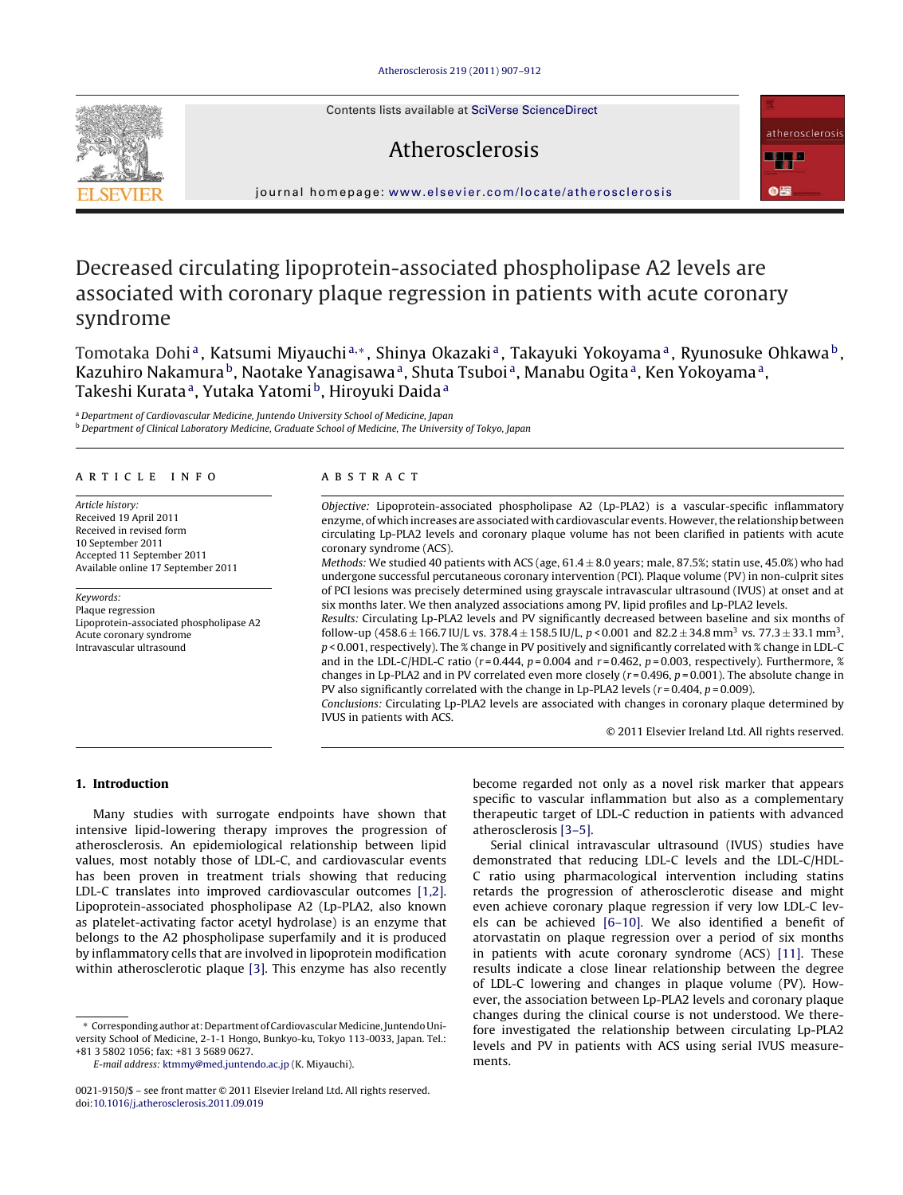Contents lists available at SciVerse ScienceDirect

# Atherosclerosis

journal homepage: www.elsevier.com/locate/atherosclerosis

# Decreased circulating lipoprotein-associated phospholipase A2 levels are associated with coronary plaque regression in patients with acute coronary syndrome

Tomotaka Dohi[a], Katsumi Miyauchi[a,*], Shinya Okazaki[a], Takayuki Yokoyama[a], Ryunosuke Ohkawa[b], Kazuhiro Nakamura[b], Naotake Yanagisawa[a], Shuta Tsuboi[a], Manabu Ogita[a], Ken Yokoyama[a], Takeshi Kurata[a], Yutaka Yatomi[b], Hiroyuki Daida[a]

[a] Department of Cardiovascular Medicine, Juntendo University School of Medicine, Japan
[b] Department of Clinical Laboratory Medicine, Graduate School of Medicine, The University of Tokyo, Japan

## ARTICLE INFO

*Article history:*
Received 19 April 2011
Received in revised form
10 September 2011
Accepted 11 September 2011
Available online 17 September 2011

*Keywords:*
Plaque regression
Lipoprotein-associated phospholipase A2
Acute coronary syndrome
Intravascular ultrasound

## ABSTRACT

*Objective:* Lipoprotein-associated phospholipase A2 (Lp-PLA2) is a vascular-specific inflammatory enzyme, of which increases are associated with cardiovascular events. However, the relationship between circulating Lp-PLA2 levels and coronary plaque volume has not been clarified in patients with acute coronary syndrome (ACS).

*Methods:* We studied 40 patients with ACS (age, 61.4 ± 8.0 years; male, 87.5%; statin use, 45.0%) who had undergone successful percutaneous coronary intervention (PCI). Plaque volume (PV) in non-culprit sites of PCI lesions was precisely determined using grayscale intravascular ultrasound (IVUS) at onset and at six months later. We then analyzed associations among PV, lipid profiles and Lp-PLA2 levels.

*Results:* Circulating Lp-PLA2 levels and PV significantly decreased between baseline and six months of follow-up (458.6 ± 166.7 IU/L vs. 378.4 ± 158.5 IU/L, $p < 0.001$ and 82.2 ± 34.8 mm$^3$ vs. 77.3 ± 33.1 mm$^3$, $p < 0.001$, respectively). The % change in PV positively and significantly correlated with % change in LDL-C and in the LDL-C/HDL-C ratio ($r = 0.444$, $p = 0.004$ and $r = 0.462$, $p = 0.003$, respectively). Furthermore, % changes in Lp-PLA2 and in PV correlated even more closely ($r = 0.496$, $p = 0.001$). The absolute change in PV also significantly correlated with the change in Lp-PLA2 levels ($r = 0.404$, $p = 0.009$).

*Conclusions:* Circulating Lp-PLA2 levels are associated with changes in coronary plaque determined by IVUS in patients with ACS.

© 2011 Elsevier Ireland Ltd. All rights reserved.

## 1. Introduction

Many studies with surrogate endpoints have shown that intensive lipid-lowering therapy improves the progression of atherosclerosis. An epidemiological relationship between lipid values, most notably those of LDL-C, and cardiovascular events has been proven in treatment trials showing that reducing LDL-C translates into improved cardiovascular outcomes [1,2]. Lipoprotein-associated phospholipase A2 (Lp-PLA2, also known as platelet-activating factor acetyl hydrolase) is an enzyme that belongs to the A2 phospholipase superfamily and it is produced by inflammatory cells that are involved in lipoprotein modification within atherosclerotic plaque [3]. This enzyme has also recently become regarded not only as a novel risk marker that appears specific to vascular inflammation but also as a complementary therapeutic target of LDL-C reduction in patients with advanced atherosclerosis [3–5].

Serial clinical intravascular ultrasound (IVUS) studies have demonstrated that reducing LDL-C levels and the LDL-C/HDL-C ratio using pharmacological intervention including statins retards the progression of atherosclerotic disease and might even achieve coronary plaque regression if very low LDL-C levels can be achieved [6–10]. We also identified a benefit of atorvastatin on plaque regression over a period of six months in patients with acute coronary syndrome (ACS) [11]. These results indicate a close linear relationship between the degree of LDL-C lowering and changes in plaque volume (PV). However, the association between Lp-PLA2 levels and coronary plaque changes during the clinical course is not understood. We therefore investigated the relationship between circulating Lp-PLA2 levels and PV in patients with ACS using serial IVUS measurements.

---

* Corresponding author at: Department of Cardiovascular Medicine, Juntendo University School of Medicine, 2-1-1 Hongo, Bunkyo-ku, Tokyo 113-0033, Japan. Tel.: +81 3 5802 1056; fax: +81 3 5689 0627.
*E-mail address:* ktmmy@med.juntendo.ac.jp (K. Miyauchi).

0021-9150/$ – see front matter © 2011 Elsevier Ireland Ltd. All rights reserved.
doi:10.1016/j.atherosclerosis.2011.09.019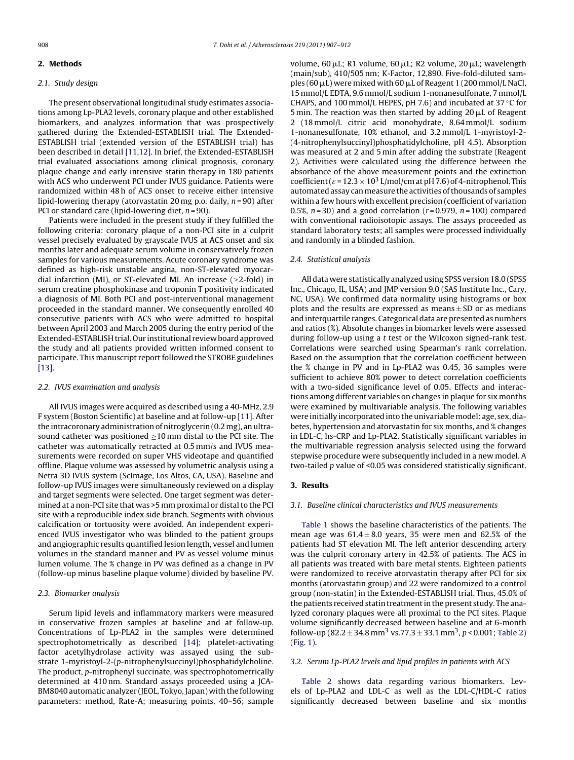## 2. Methods

### 2.1. Study design

The present observational longitudinal study estimates associations among Lp-PLA2 levels, coronary plaque and other established biomarkers, and analyzes information that was prospectively gathered during the Extended-ESTABLISH trial. The Extended-ESTABLISH trial (extended version of the ESTABLISH trial) has been described in detail [11,12]. In brief, the Extended-ESTABLISH trial evaluated associations among clinical prognosis, coronary plaque change and early intensive statin therapy in 180 patients with ACS who underwent PCI under IVUS guidance. Patients were randomized within 48 h of ACS onset to receive either intensive lipid-lowering therapy (atorvastatin 20 mg p.o. daily, $n = 90$) after PCI or standard care (lipid-lowering diet, $n = 90$).

Patients were included in the present study if they fulfilled the following criteria: coronary plaque of a non-PCI site in a culprit vessel precisely evaluated by grayscale IVUS at ACS onset and six months later and adequate serum volume in conservatively frozen samples for various measurements. Acute coronary syndrome was defined as high-risk unstable angina, non-ST-elevated myocardial infarction (MI), or ST-elevated MI. An increase ($\geq$2-fold) in serum creatine phosphokinase and troponin T positivity indicated a diagnosis of MI. Both PCI and post-interventional management proceeded in the standard manner. We consequently enrolled 40 consecutive patients with ACS who were admitted to hospital between April 2003 and March 2005 during the entry period of the Extended-ESTABLISH trial. Our institutional review board approved the study and all patients provided written informed consent to participate. This manuscript report followed the STROBE guidelines [13].

### 2.2. IVUS examination and analysis

All IVUS images were acquired as described using a 40-MHz, 2.9 F system (Boston Scientific) at baseline and at follow-up [11]. After the intracoronary administration of nitroglycerin (0.2 mg), an ultrasound catheter was positioned $\geq$10 mm distal to the PCI site. The catheter was automatically retracted at 0.5 mm/s and IVUS measurements were recorded on super VHS videotape and quantified offline. Plaque volume was assessed by volumetric analysis using a Netra 3D IVUS system (ScImage, Los Altos, CA, USA). Baseline and follow-up IVUS images were simultaneously reviewed on a display and target segments were selected. One target segment was determined at a non-PCI site that was >5 mm proximal or distal to the PCI site with a reproducible index side branch. Segments with obvious calcification or tortuosity were avoided. An independent experienced IVUS investigator who was blinded to the patient groups and angiographic results quantified lesion length, vessel and lumen volumes in the standard manner and PV as vessel volume minus lumen volume. The % change in PV was defined as a change in PV (follow-up minus baseline plaque volume) divided by baseline PV.

### 2.3. Biomarker analysis

Serum lipid levels and inflammatory markers were measured in conservative frozen samples at baseline and at follow-up. Concentrations of Lp-PLA2 in the samples were determined spectrophotometrically as described [14]; platelet-activating factor acetylhydrolase activity was assayed using the substrate 1-myristoyl-2-(*p*-nitrophenylsuccinyl)phosphatidylcholine. The product, *p*-nitrophenyl succinate, was spectrophotometrically determined at 410 nm. Standard assays proceeded using a JCA-BM8040 automatic analyzer (JEOL, Tokyo, Japan) with the following parameters: method, Rate-A; measuring points, 40–56; sample volume, 60 μL; R1 volume, 60 μL; R2 volume, 20 μL; wavelength (main/sub), 410/505 nm; K-Factor, 12,890. Five-fold-diluted samples (60 μL) were mixed with 60 μL of Reagent 1 (200 mmol/L NaCl, 15 mmol/L EDTA, 9.6 mmol/L sodium 1-nonanesulfonate, 7 mmol/L CHAPS, and 100 mmol/L HEPES, pH 7.6) and incubated at 37 °C for 5 min. The reaction was then started by adding 20 μL of Reagent 2 (18 mmol/L citric acid monohydrate, 8.64 mmol/L sodium 1-nonanesulfonate, 10% ethanol, and 3.2 mmol/L 1-myristoyl-2-(4-nitrophenylsuccinyl)phosphatidylcholine, pH 4.5). Absorption was measured at 2 and 5 min after adding the substrate (Reagent 2). Activities were calculated using the difference between the absorbance of the above measurement points and the extinction coefficient ($\varepsilon = 12.3 \times 10^3$ L/mol/cm at pH 7.6) of 4-nitrophenol. This automated assay can measure the activities of thousands of samples within a few hours with excellent precision (coefficient of variation 0.5%, $n = 30$) and a good correlation ($r = 0.979$, $n = 100$) compared with conventional radioisotopic assays. The assays proceeded as standard laboratory tests; all samples were processed individually and randomly in a blinded fashion.

### 2.4. Statistical analysis

All data were statistically analyzed using SPSS version 18.0 (SPSS Inc., Chicago, IL, USA) and JMP version 9.0 (SAS Institute Inc., Cary, NC, USA). We confirmed data normality using histograms or box plots and the results are expressed as means ± SD or as medians and interquartile ranges. Categorical data are presented as numbers and ratios (%). Absolute changes in biomarker levels were assessed during follow-up using a *t* test or the Wilcoxon signed-rank test. Correlations were searched using Spearman's rank correlation. Based on the assumption that the correlation coefficient between the % change in PV and in Lp-PLA2 was 0.45, 36 samples were sufficient to achieve 80% power to detect correlation coefficients with a two-sided significance level of 0.05. Effects and interactions among different variables on changes in plaque for six months were examined by multivariable analysis. The following variables were initially incorporated into the univariable model: age, sex, diabetes, hypertension and atorvastatin for six months, and % changes in LDL-C, hs-CRP and Lp-PLA2. Statistically significant variables in the multivariable regression analysis selected using the forward stepwise procedure were subsequently included in a new model. A two-tailed *p* value of <0.05 was considered statistically significant.

## 3. Results

### 3.1. Baseline clinical characteristics and IVUS measurements

Table 1 shows the baseline characteristics of the patients. The mean age was 61.4 ± 8.0 years, 35 were men and 62.5% of the patients had ST elevation MI. The left anterior descending artery was the culprit coronary artery in 42.5% of patients. The ACS in all patients was treated with bare metal stents. Eighteen patients were randomized to receive atorvastatin therapy after PCI for six months (atorvastatin group) and 22 were randomized to a control group (non-statin) in the Extended-ESTABLISH trial. Thus, 45.0% of the patients received statin treatment in the present study. The analyzed coronary plaques were all proximal to the PCI sites. Plaque volume significantly decreased between baseline and at 6-month follow-up (82.2 ± 34.8 mm$^3$ vs. 77.3 ± 33.1 mm$^3$, $p < 0.001$; Table 2) (Fig. 1).

### 3.2. Serum Lp-PLA2 levels and lipid profiles in patients with ACS

Table 2 shows data regarding various biomarkers. Levels of Lp-PLA2 and LDL-C as well as the LDL-C/HDL-C ratios significantly decreased between baseline and six months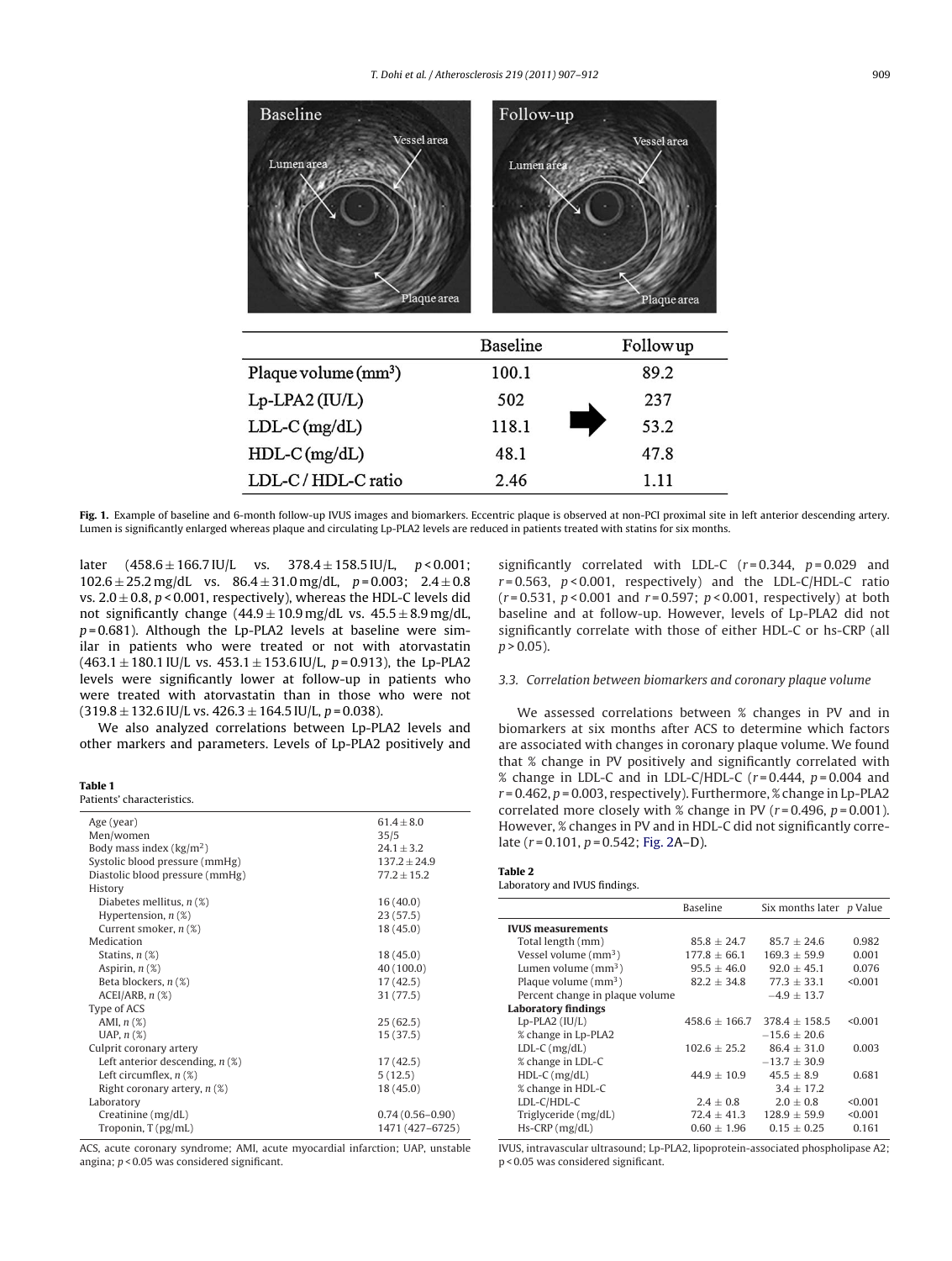| | Baseline | | Follow up |
|---|---|---|---|
| Plaque volume ($mm^3$) | 100.1 | | 89.2 |
| Lp-LPA2 (IU/L) | 502 | ➡ | 237 |
| LDL-C (mg/dL) | 118.1 | | 53.2 |
| HDL-C (mg/dL) | 48.1 | | 47.8 |
| LDL-C / HDL-C ratio | 2.46 | | 1.11 |

**Fig. 1.** Example of baseline and 6-month follow-up IVUS images and biomarkers. Eccentric plaque is observed at non-PCI proximal site in left anterior descending artery. Lumen is significantly enlarged whereas plaque and circulating Lp-PLA2 levels are reduced in patients treated with statins for six months.

later (458.6 ± 166.7 IU/L vs. 378.4 ± 158.5 IU/L, $p < 0.001$; 102.6 ± 25.2 mg/dL vs. 86.4 ± 31.0 mg/dL, $p = 0.003$; 2.4 ± 0.8 vs. 2.0 ± 0.8, $p < 0.001$, respectively), whereas the HDL-C levels did not significantly change (44.9 ± 10.9 mg/dL vs. 45.5 ± 8.9 mg/dL, $p = 0.681$). Although the Lp-PLA2 levels at baseline were similar in patients who were treated or not with atorvastatin (463.1 ± 180.1 IU/L vs. 453.1 ± 153.6 IU/L, $p = 0.913$), the Lp-PLA2 levels were significantly lower at follow-up in patients who were treated with atorvastatin than in those who were not (319.8 ± 132.6 IU/L vs. 426.3 ± 164.5 IU/L, $p = 0.038$).

We also analyzed correlations between Lp-PLA2 levels and other markers and parameters. Levels of Lp-PLA2 positively and significantly correlated with LDL-C ($r = 0.344$, $p = 0.029$ and $r = 0.563$, $p < 0.001$, respectively) and the LDL-C/HDL-C ratio ($r = 0.531$, $p < 0.001$ and $r = 0.597$; $p < 0.001$, respectively) at both baseline and at follow-up. However, levels of Lp-PLA2 did not significantly correlate with those of either HDL-C or hs-CRP (all $p > 0.05$).

**Table 1**
Patients' characteristics.

| | |
|---|---|
| Age (year) | 61.4 ± 8.0 |
| Men/women | 35/5 |
| Body mass index ($kg/m^2$) | 24.1 ± 3.2 |
| Systolic blood pressure (mmHg) | 137.2 ± 24.9 |
| Diastolic blood pressure (mmHg) | 77.2 ± 15.2 |
| History | |
| Diabetes mellitus, *n* (%) | 16 (40.0) |
| Hypertension, *n* (%) | 23 (57.5) |
| Current smoker, *n* (%) | 18 (45.0) |
| Medication | |
| Statins, *n* (%) | 18 (45.0) |
| Aspirin, *n* (%) | 40 (100.0) |
| Beta blockers, *n* (%) | 17 (42.5) |
| ACEI/ARB, *n* (%) | 31 (77.5) |
| Type of ACS | |
| AMI, *n* (%) | 25 (62.5) |
| UAP, *n* (%) | 15 (37.5) |
| Culprit coronary artery | |
| Left anterior descending, *n* (%) | 17 (42.5) |
| Left circumflex, *n* (%) | 5 (12.5) |
| Right coronary artery, *n* (%) | 18 (45.0) |
| Laboratory | |
| Creatinine (mg/dL) | 0.74 (0.56–0.90) |
| Troponin, T (pg/mL) | 1471 (427–6725) |

ACS, acute coronary syndrome; AMI, acute myocardial infarction; UAP, unstable angina; $p < 0.05$ was considered significant.

### 3.3. Correlation between biomarkers and coronary plaque volume

We assessed correlations between % changes in PV and in biomarkers at six months after ACS to determine which factors are associated with changes in coronary plaque volume. We found that % change in PV positively and significantly correlated with % change in LDL-C and in LDL-C/HDL-C ($r = 0.444$, $p = 0.004$ and $r = 0.462$, $p = 0.003$, respectively). Furthermore, % change in Lp-PLA2 correlated more closely with % change in PV ($r = 0.496$, $p = 0.001$). However, % changes in PV and in HDL-C did not significantly correlate ($r = 0.101$, $p = 0.542$; Fig. 2A–D).

**Table 2**
Laboratory and IVUS findings.

| | Baseline | Six months later | *p* Value |
|---|---|---|---|
| **IVUS measurements** | | | |
| Total length (mm) | 85.8 ± 24.7 | 85.7 ± 24.6 | 0.982 |
| Vessel volume ($mm^3$) | 177.8 ± 66.1 | 169.3 ± 59.9 | 0.001 |
| Lumen volume ($mm^3$) | 95.5 ± 46.0 | 92.0 ± 45.1 | 0.076 |
| Plaque volume ($mm^3$) | 82.2 ± 34.8 | 77.3 ± 33.1 | <0.001 |
| Percent change in plaque volume | | −4.9 ± 13.7 | |
| **Laboratory findings** | | | |
| Lp-PLA2 (IU/L) | 458.6 ± 166.7 | 378.4 ± 158.5 | <0.001 |
| % change in Lp-PLA2 | | −15.6 ± 20.6 | |
| LDL-C (mg/dL) | 102.6 ± 25.2 | 86.4 ± 31.0 | 0.003 |
| % change in LDL-C | | −13.7 ± 30.9 | |
| HDL-C (mg/dL) | 44.9 ± 10.9 | 45.5 ± 8.9 | 0.681 |
| % change in HDL-C | | 3.4 ± 17.2 | |
| LDL-C/HDL-C | 2.4 ± 0.8 | 2.0 ± 0.8 | <0.001 |
| Triglyceride (mg/dL) | 72.4 ± 41.3 | 128.9 ± 59.9 | <0.001 |
| Hs-CRP (mg/dL) | 0.60 ± 1.96 | 0.15 ± 0.25 | 0.161 |

IVUS, intravascular ultrasound; Lp-PLA2, lipoprotein-associated phospholipase A2; $p < 0.05$ was considered significant.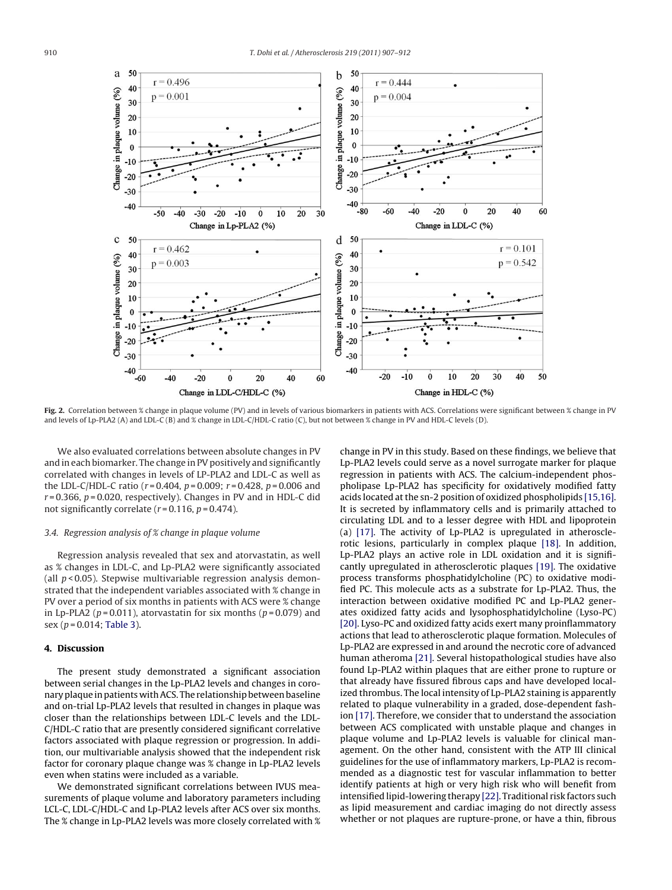**Fig. 2.** Correlation between % change in plaque volume (PV) and in levels of various biomarkers in patients with ACS. Correlations were significant between % change in PV and levels of Lp-PLA2 (A) and LDL-C (B) and % change in LDL-C/HDL-C ratio (C), but not between % change in PV and HDL-C levels (D).

We also evaluated correlations between absolute changes in PV and in each biomarker. The change in PV positively and significantly correlated with changes in levels of LP-PLA2 and LDL-C as well as the LDL-C/HDL-C ratio ($r = 0.404$, $p = 0.009$; $r = 0.428$, $p = 0.006$ and $r = 0.366$, $p = 0.020$, respectively). Changes in PV and in HDL-C did not significantly correlate ($r = 0.116$, $p = 0.474$).

### 3.4. Regression analysis of % change in plaque volume

Regression analysis revealed that sex and atorvastatin, as well as % changes in LDL-C, and Lp-PLA2 were significantly associated (all $p < 0.05$). Stepwise multivariable regression analysis demonstrated that the independent variables associated with % change in PV over a period of six months in patients with ACS were % change in Lp-PLA2 ($p = 0.011$), atorvastatin for six months ($p = 0.079$) and sex ($p = 0.014$; Table 3).

## 4. Discussion

The present study demonstrated a significant association between serial changes in the Lp-PLA2 levels and changes in coronary plaque in patients with ACS. The relationship between baseline and on-trial Lp-PLA2 levels that resulted in changes in plaque was closer than the relationships between LDL-C levels and the LDL-C/HDL-C ratio that are presently considered significant correlative factors associated with plaque regression or progression. In addition, our multivariable analysis showed that the independent risk factor for coronary plaque change was % change in Lp-PLA2 levels even when statins were included as a variable.

We demonstrated significant correlations between IVUS measurements of plaque volume and laboratory parameters including LCL-C, LDL-C/HDL-C and Lp-PLA2 levels after ACS over six months. The % change in Lp-PLA2 levels was more closely correlated with % change in PV in this study. Based on these findings, we believe that Lp-PLA2 levels could serve as a novel surrogate marker for plaque regression in patients with ACS. The calcium-independent phospholipase Lp-PLA2 has specificity for oxidatively modified fatty acids located at the sn-2 position of oxidized phospholipids [15,16]. It is secreted by inflammatory cells and is primarily attached to circulating LDL and to a lesser degree with HDL and lipoprotein (a) [17]. The activity of Lp-PLA2 is upregulated in atherosclerotic lesions, particularly in complex plaque [18]. In addition, Lp-PLA2 plays an active role in LDL oxidation and it is significantly upregulated in atherosclerotic plaques [19]. The oxidative process transforms phosphatidylcholine (PC) to oxidative modified PC. This molecule acts as a substrate for Lp-PLA2. Thus, the interaction between oxidative modified PC and Lp-PLA2 generates oxidized fatty acids and lysophosphatidylcholine (Lyso-PC) [20]. Lyso-PC and oxidized fatty acids exert many proinflammatory actions that lead to atherosclerotic plaque formation. Molecules of Lp-PLA2 are expressed in and around the necrotic core of advanced human atheroma [21]. Several histopathological studies have also found Lp-PLA2 within plaques that are either prone to rupture or that already have fissured fibrous caps and have developed localized thrombus. The local intensity of Lp-PLA2 staining is apparently related to plaque vulnerability in a graded, dose-dependent fashion [17]. Therefore, we consider that to understand the association between ACS complicated with unstable plaque and changes in plaque volume and Lp-PLA2 levels is valuable for clinical management. On the other hand, consistent with the ATP III clinical guidelines for the use of inflammatory markers, Lp-PLA2 is recommended as a diagnostic test for vascular inflammation to better identify patients at high or very high risk who will benefit from intensified lipid-lowering therapy [22]. Traditional risk factors such as lipid measurement and cardiac imaging do not directly assess whether or not plaques are rupture-prone, or have a thin, fibrous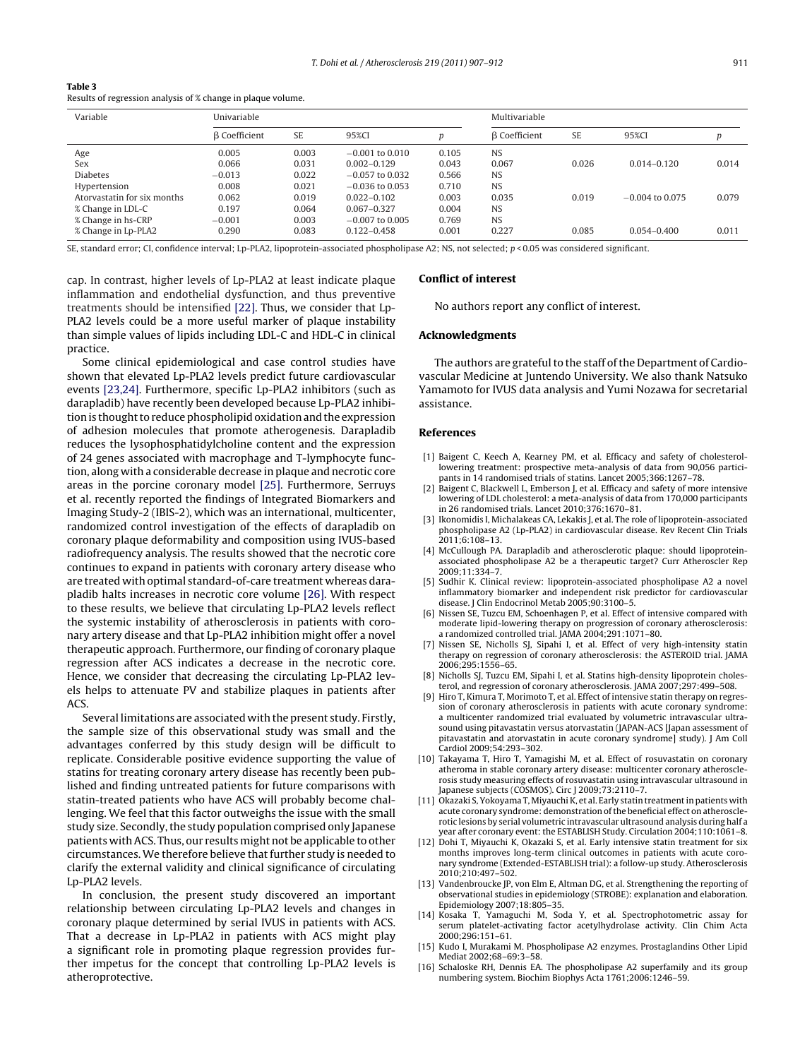**Table 3**
Results of regression analysis of % change in plaque volume.

| Variable | Univariable | | | | Multivariable | | | |
|---|---|---|---|---|---|---|---|---|
| | β Coefficient | SE | 95%CI | *p* | β Coefficient | SE | 95%CI | *p* |
| Age | 0.005 | 0.003 | −0.001 to 0.010 | 0.105 | NS | | | |
| Sex | 0.066 | 0.031 | 0.002–0.129 | 0.043 | 0.067 | 0.026 | 0.014–0.120 | 0.014 |
| Diabetes | −0.013 | 0.022 | −0.057 to 0.032 | 0.566 | NS | | | |
| Hypertension | 0.008 | 0.021 | −0.036 to 0.053 | 0.710 | NS | | | |
| Atorvastatin for six months | 0.062 | 0.019 | 0.022–0.102 | 0.003 | 0.035 | 0.019 | −0.004 to 0.075 | 0.079 |
| % Change in LDL-C | 0.197 | 0.064 | 0.067–0.327 | 0.004 | NS | | | |
| % Change in hs-CRP | −0.001 | 0.003 | −0.007 to 0.005 | 0.769 | NS | | | |
| % Change in Lp-PLA2 | 0.290 | 0.083 | 0.122–0.458 | 0.001 | 0.227 | 0.085 | 0.054–0.400 | 0.011 |

SE, standard error; CI, confidence interval; Lp-PLA2, lipoprotein-associated phospholipase A2; NS, not selected; $p < 0.05$ was considered significant.

cap. In contrast, higher levels of Lp-PLA2 at least indicate plaque inflammation and endothelial dysfunction, and thus preventive treatments should be intensified [22]. Thus, we consider that Lp-PLA2 levels could be a more useful marker of plaque instability than simple values of lipids including LDL-C and HDL-C in clinical practice.

Some clinical epidemiological and case control studies have shown that elevated Lp-PLA2 levels predict future cardiovascular events [23,24]. Furthermore, specific Lp-PLA2 inhibitors (such as darapladib) have recently been developed because Lp-PLA2 inhibition is thought to reduce phospholipid oxidation and the expression of adhesion molecules that promote atherogenesis. Darapladib reduces the lysophosphatidylcholine content and the expression of 24 genes associated with macrophage and T-lymphocyte function, along with a considerable decrease in plaque and necrotic core areas in the porcine coronary model [25]. Furthermore, Serruys et al. recently reported the findings of Integrated Biomarkers and Imaging Study-2 (IBIS-2), which was an international, multicenter, randomized control investigation of the effects of darapladib on coronary plaque deformability and composition using IVUS-based radiofrequency analysis. The results showed that the necrotic core continues to expand in patients with coronary artery disease who are treated with optimal standard-of-care treatment whereas darapladib halts increases in necrotic core volume [26]. With respect to these results, we believe that circulating Lp-PLA2 levels reflect the systemic instability of atherosclerosis in patients with coronary artery disease and that Lp-PLA2 inhibition might offer a novel therapeutic approach. Furthermore, our finding of coronary plaque regression after ACS indicates a decrease in the necrotic core. Hence, we consider that decreasing the circulating Lp-PLA2 levels helps to attenuate PV and stabilize plaques in patients after ACS.

Several limitations are associated with the present study. Firstly, the sample size of this observational study was small and the advantages conferred by this study design will be difficult to replicate. Considerable positive evidence supporting the value of statins for treating coronary artery disease has recently been published and finding untreated patients for future comparisons with statin-treated patients who have ACS will probably become challenging. We feel that this factor outweighs the issue with the small study size. Secondly, the study population comprised only Japanese patients with ACS. Thus, our results might not be applicable to other circumstances. We therefore believe that further study is needed to clarify the external validity and clinical significance of circulating Lp-PLA2 levels.

In conclusion, the present study discovered an important relationship between circulating Lp-PLA2 levels and changes in coronary plaque determined by serial IVUS in patients with ACS. That a decrease in Lp-PLA2 in patients with ACS might play a significant role in promoting plaque regression provides further impetus for the concept that controlling Lp-PLA2 levels is atheroprotective.

## Conflict of interest

No authors report any conflict of interest.

## Acknowledgments

The authors are grateful to the staff of the Department of Cardiovascular Medicine at Juntendo University. We also thank Natsuko Yamamoto for IVUS data analysis and Yumi Nozawa for secretarial assistance.

## References

[1] Baigent C, Keech A, Kearney PM, et al. Efficacy and safety of cholesterol-lowering treatment: prospective meta-analysis of data from 90,056 participants in 14 randomised trials of statins. Lancet 2005;366:1267–78.

[2] Baigent C, Blackwell L, Emberson J, et al. Efficacy and safety of more intensive lowering of LDL cholesterol: a meta-analysis of data from 170,000 participants in 26 randomised trials. Lancet 2010;376:1670–81.

[3] Ikonomidis I, Michalakeas CA, Lekakis J, et al. The role of lipoprotein-associated phospholipase A2 (Lp-PLA2) in cardiovascular disease. Rev Recent Clin Trials 2011;6:108–13.

[4] McCullough PA. Darapladib and atherosclerotic plaque: should lipoprotein-associated phospholipase A2 be a therapeutic target? Curr Atheroscler Rep 2009;11:334–7.

[5] Sudhir K. Clinical review: lipoprotein-associated phospholipase A2 a novel inflammatory biomarker and independent risk predictor for cardiovascular disease. J Clin Endocrinol Metab 2005;90:3100–5.

[6] Nissen SE, Tuzcu EM, Schoenhagen P, et al. Effect of intensive compared with moderate lipid-lowering therapy on progression of coronary atherosclerosis: a randomized controlled trial. JAMA 2004;291:1071–80.

[7] Nissen SE, Nicholls SJ, Sipahi I, et al. Effect of very high-intensity statin therapy on regression of coronary atherosclerosis: the ASTEROID trial. JAMA 2006;295:1556–65.

[8] Nicholls SJ, Tuzcu EM, Sipahi I, et al. Statins high-density lipoprotein cholesterol, and regression of coronary atherosclerosis. JAMA 2007;297:499–508.

[9] Hiro T, Kimura T, Morimoto T, et al. Effect of intensive statin therapy on regression of coronary atherosclerosis in patients with acute coronary syndrome: a multicenter randomized trial evaluated by volumetric intravascular ultrasound using pitavastatin versus atorvastatin (JAPAN-ACS [Japan assessment of pitavastatin and atorvastatin in acute coronary syndrome] study). J Am Coll Cardiol 2009;54:293–302.

[10] Takayama T, Hiro T, Yamagishi M, et al. Effect of rosuvastatin on coronary atheroma in stable coronary artery disease: multicenter coronary atherosclerosis study measuring effects of rosuvastatin using intravascular ultrasound in Japanese subjects (COSMOS). Circ J 2009;73:2110–7.

[11] Okazaki S, Yokoyama T, Miyauchi K, et al. Early statin treatment in patients with acute coronary syndrome: demonstration of the beneficial effect on atherosclerotic lesions by serial volumetric intravascular ultrasound analysis during half a year after coronary event: the ESTABLISH Study. Circulation 2004;110:1061–8.

[12] Dohi T, Miyauchi K, Okazaki S, et al. Early intensive statin treatment for six months improves long-term clinical outcomes in patients with acute coronary syndrome (Extended-ESTABLISH trial): a follow-up study. Atherosclerosis 2010;210:497–502.

[13] Vandenbroucke JP, von Elm E, Altman DG, et al. Strengthening the reporting of observational studies in epidemiology (STROBE): explanation and elaboration. Epidemiology 2007;18:805–35.

[14] Kosaka T, Yamaguchi M, Soda Y, et al. Spectrophotometric assay for serum platelet-activating factor acetylhydrolase activity. Clin Chim Acta 2000;296:151–61.

[15] Kudo I, Murakami M. Phospholipase A2 enzymes. Prostaglandins Other Lipid Mediat 2002;68–69:3–58.

[16] Schaloske RH, Dennis EA. The phospholipase A2 superfamily and its group numbering system. Biochim Biophys Acta 1761;2006:1246–59.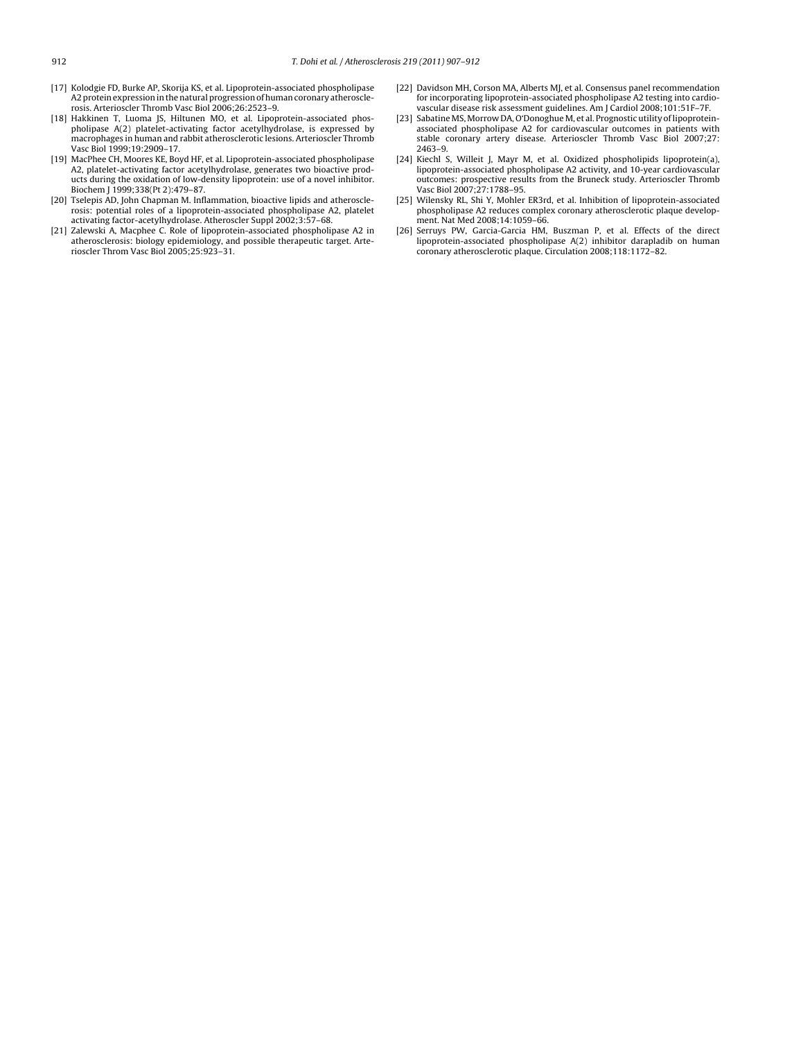[17] Kolodgie FD, Burke AP, Skorija KS, et al. Lipoprotein-associated phospholipase A2 protein expression in the natural progression of human coronary atherosclerosis. Arterioscler Thromb Vasc Biol 2006;26:2523–9.

[18] Hakkinen T, Luoma JS, Hiltunen MO, et al. Lipoprotein-associated phospholipase A(2) platelet-activating factor acetylhydrolase, is expressed by macrophages in human and rabbit atherosclerotic lesions. Arterioscler Thromb Vasc Biol 1999;19:2909–17.

[19] MacPhee CH, Moores KE, Boyd HF, et al. Lipoprotein-associated phospholipase A2, platelet-activating factor acetylhydrolase, generates two bioactive products during the oxidation of low-density lipoprotein: use of a novel inhibitor. Biochem J 1999;338(Pt 2):479–87.

[20] Tselepis AD, John Chapman M. Inflammation, bioactive lipids and atherosclerosis: potential roles of a lipoprotein-associated phospholipase A2, platelet activating factor-acetylhydrolase. Atheroscler Suppl 2002;3:57–68.

[21] Zalewski A, Macphee C. Role of lipoprotein-associated phospholipase A2 in atherosclerosis: biology epidemiology, and possible therapeutic target. Arterioscler Throm Vasc Biol 2005;25:923–31.

[22] Davidson MH, Corson MA, Alberts MJ, et al. Consensus panel recommendation for incorporating lipoprotein-associated phospholipase A2 testing into cardiovascular disease risk assessment guidelines. Am J Cardiol 2008;101:51F–7F.

[23] Sabatine MS, Morrow DA, O'Donoghue M, et al. Prognostic utility of lipoprotein-associated phospholipase A2 for cardiovascular outcomes in patients with stable coronary artery disease. Arterioscler Thromb Vasc Biol 2007;27: 2463–9.

[24] Kiechl S, Willeit J, Mayr M, et al. Oxidized phospholipids lipoprotein(a), lipoprotein-associated phospholipase A2 activity, and 10-year cardiovascular outcomes: prospective results from the Bruneck study. Arterioscler Thromb Vasc Biol 2007;27:1788–95.

[25] Wilensky RL, Shi Y, Mohler ER3rd, et al. Inhibition of lipoprotein-associated phospholipase A2 reduces complex coronary atherosclerotic plaque development. Nat Med 2008;14:1059–66.

[26] Serruys PW, Garcia-Garcia HM, Buszman P, et al. Effects of the direct lipoprotein-associated phospholipase A(2) inhibitor darapladib on human coronary atherosclerotic plaque. Circulation 2008;118:1172–82.